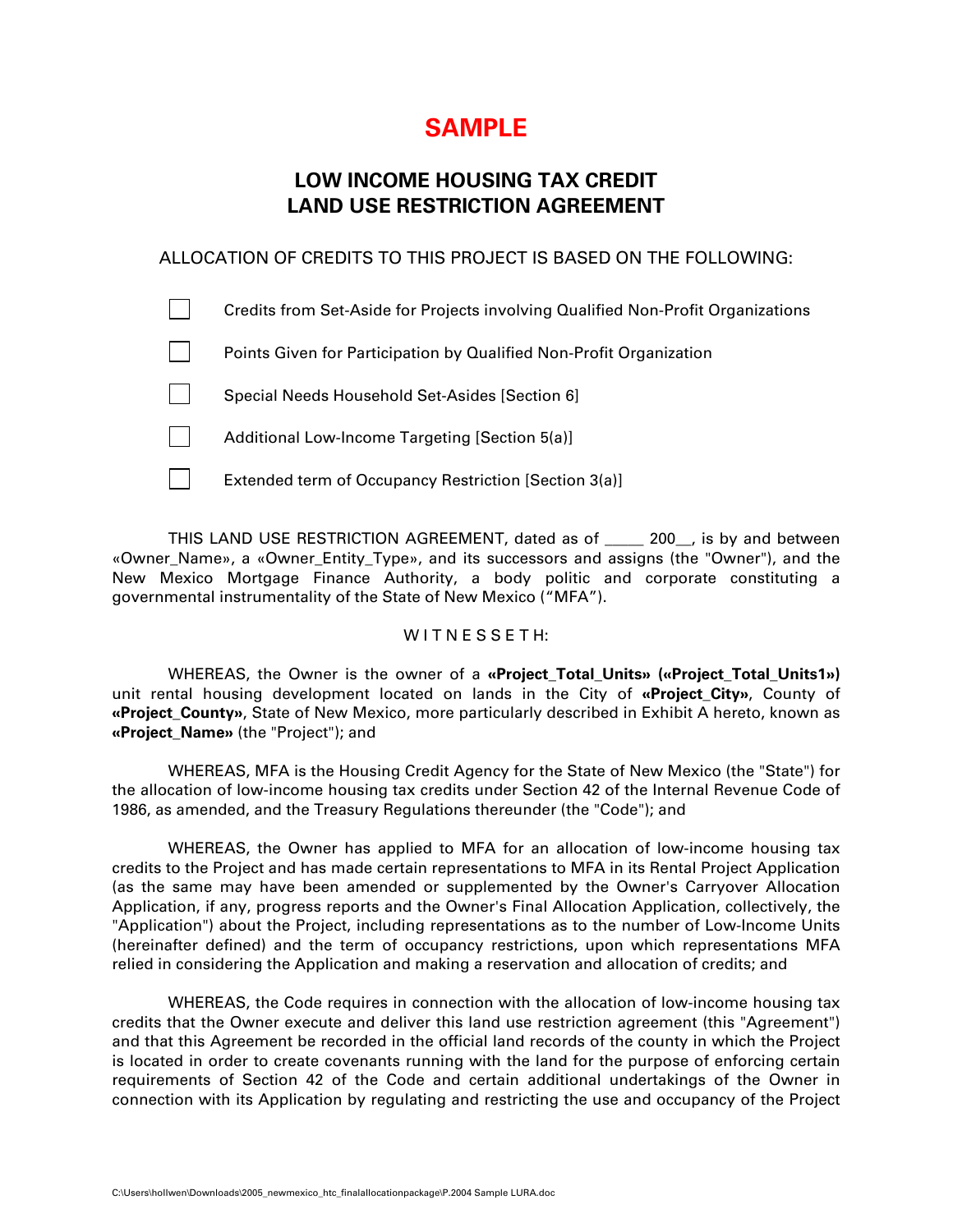# SAMPLE

## LOW INCOME HOUSING TAX CREDIT LAND USE RESTRICTION AGREEMENT

ALLOCATION OF CREDITS TO THIS PROJECT IS BASED ON THE FOLLOWING:

- [ ] Credits from Set-Aside for Projects involving Qualified Non-Profit Organizations
- [ ] Points Given for Participation by Qualified Non-Profit Organization
- [ ] Special Needs Household Set-Asides [Section 6]
- [ ] Additional Low-Income Targeting [Section 5(a)]
- [ ] Extended term of Occupancy Restriction [Section 3(a)]

THIS LAND USE RESTRICTION AGREEMENT, dated as of _____ 200__, is by and between «Owner_Name», a «Owner_Entity_Type», and its successors and assigns (the "Owner"), and the New Mexico Mortgage Finance Authority, a body politic and corporate constituting a governmental instrumentality of the State of New Mexico ("MFA").

W I T N E S S E T H:

WHEREAS, the Owner is the owner of a **«Project_Total_Units» («Project_Total_Units1»)** unit rental housing development located on lands in the City of **«Project_City»**, County of **«Project_County»**, State of New Mexico, more particularly described in Exhibit A hereto, known as **«Project_Name»** (the "Project"); and

WHEREAS, MFA is the Housing Credit Agency for the State of New Mexico (the "State") for the allocation of low-income housing tax credits under Section 42 of the Internal Revenue Code of 1986, as amended, and the Treasury Regulations thereunder (the "Code"); and

WHEREAS, the Owner has applied to MFA for an allocation of low-income housing tax credits to the Project and has made certain representations to MFA in its Rental Project Application (as the same may have been amended or supplemented by the Owner's Carryover Allocation Application, if any, progress reports and the Owner's Final Allocation Application, collectively, the "Application") about the Project, including representations as to the number of Low-Income Units (hereinafter defined) and the term of occupancy restrictions, upon which representations MFA relied in considering the Application and making a reservation and allocation of credits; and

WHEREAS, the Code requires in connection with the allocation of low-income housing tax credits that the Owner execute and deliver this land use restriction agreement (this "Agreement") and that this Agreement be recorded in the official land records of the county in which the Project is located in order to create covenants running with the land for the purpose of enforcing certain requirements of Section 42 of the Code and certain additional undertakings of the Owner in connection with its Application by regulating and restricting the use and occupancy of the Project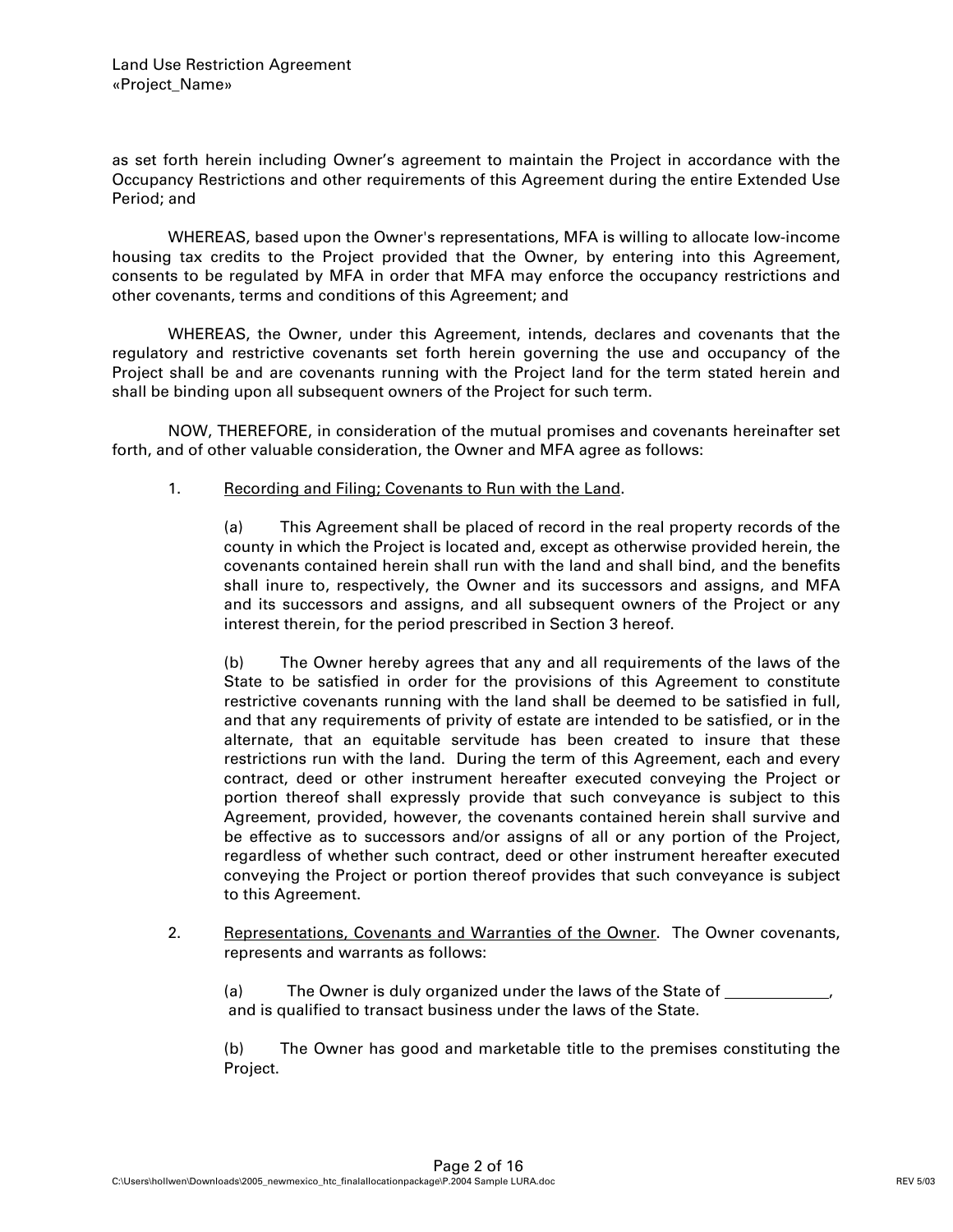as set forth herein including Owner's agreement to maintain the Project in accordance with the Occupancy Restrictions and other requirements of this Agreement during the entire Extended Use Period; and

WHEREAS, based upon the Owner's representations, MFA is willing to allocate low-income housing tax credits to the Project provided that the Owner, by entering into this Agreement, consents to be regulated by MFA in order that MFA may enforce the occupancy restrictions and other covenants, terms and conditions of this Agreement; and

WHEREAS, the Owner, under this Agreement, intends, declares and covenants that the regulatory and restrictive covenants set forth herein governing the use and occupancy of the Project shall be and are covenants running with the Project land for the term stated herein and shall be binding upon all subsequent owners of the Project for such term.

NOW, THEREFORE, in consideration of the mutual promises and covenants hereinafter set forth, and of other valuable consideration, the Owner and MFA agree as follows:

1. Recording and Filing; Covenants to Run with the Land.

   (a) This Agreement shall be placed of record in the real property records of the county in which the Project is located and, except as otherwise provided herein, the covenants contained herein shall run with the land and shall bind, and the benefits shall inure to, respectively, the Owner and its successors and assigns, and MFA and its successors and assigns, and all subsequent owners of the Project or any interest therein, for the period prescribed in Section 3 hereof.

   (b) The Owner hereby agrees that any and all requirements of the laws of the State to be satisfied in order for the provisions of this Agreement to constitute restrictive covenants running with the land shall be deemed to be satisfied in full, and that any requirements of privity of estate are intended to be satisfied, or in the alternate, that an equitable servitude has been created to insure that these restrictions run with the land. During the term of this Agreement, each and every contract, deed or other instrument hereafter executed conveying the Project or portion thereof shall expressly provide that such conveyance is subject to this Agreement, provided, however, the covenants contained herein shall survive and be effective as to successors and/or assigns of all or any portion of the Project, regardless of whether such contract, deed or other instrument hereafter executed conveying the Project or portion thereof provides that such conveyance is subject to this Agreement.

2. Representations, Covenants and Warranties of the Owner. The Owner covenants, represents and warrants as follows:

   (a) The Owner is duly organized under the laws of the State of ____________, and is qualified to transact business under the laws of the State.

   (b) The Owner has good and marketable title to the premises constituting the Project.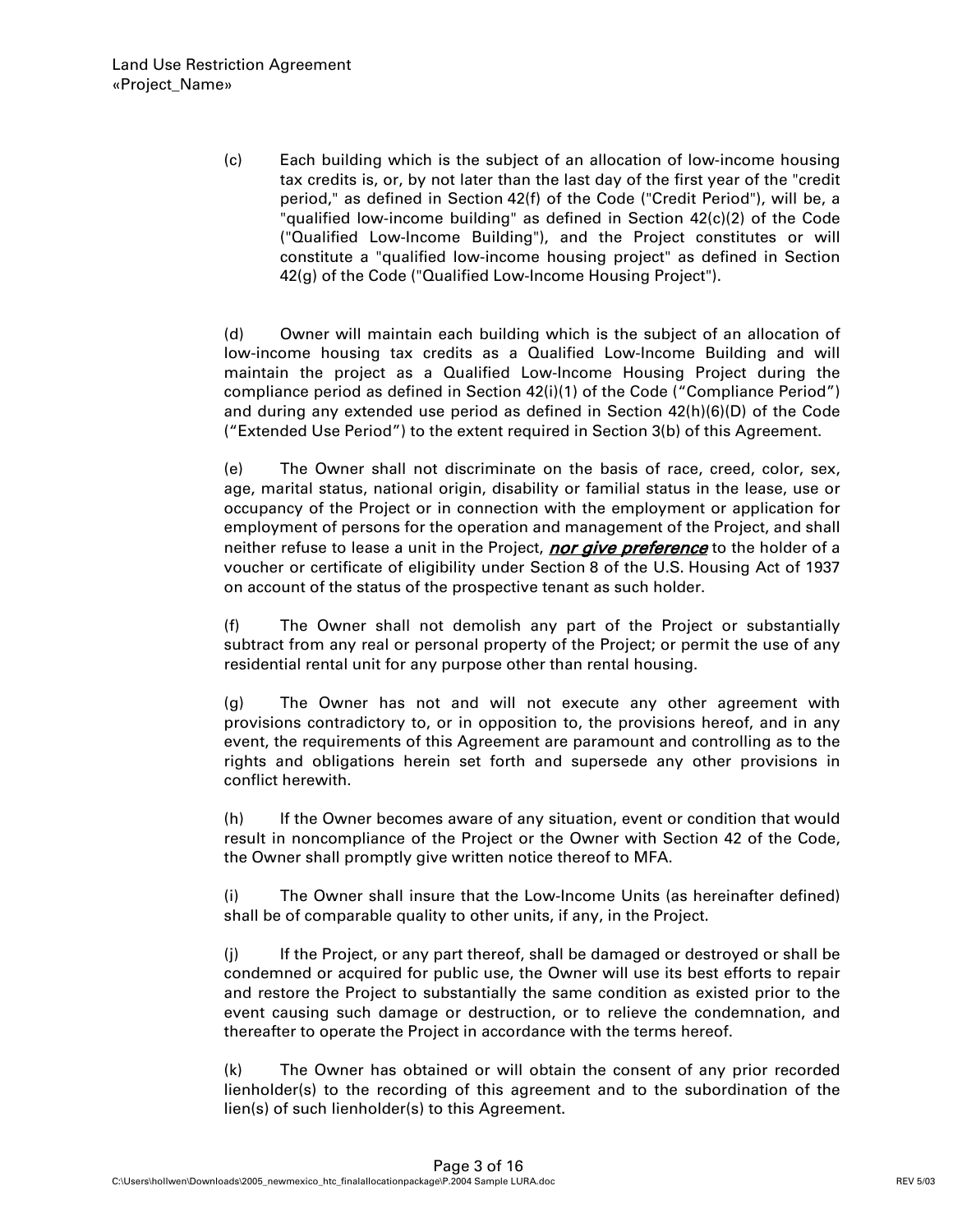(c) Each building which is the subject of an allocation of low-income housing tax credits is, or, by not later than the last day of the first year of the "credit period," as defined in Section 42(f) of the Code ("Credit Period"), will be, a "qualified low-income building" as defined in Section 42(c)(2) of the Code ("Qualified Low-Income Building"), and the Project constitutes or will constitute a "qualified low-income housing project" as defined in Section 42(g) of the Code ("Qualified Low-Income Housing Project").

(d) Owner will maintain each building which is the subject of an allocation of low-income housing tax credits as a Qualified Low-Income Building and will maintain the project as a Qualified Low-Income Housing Project during the compliance period as defined in Section 42(i)(1) of the Code ("Compliance Period") and during any extended use period as defined in Section 42(h)(6)(D) of the Code ("Extended Use Period") to the extent required in Section 3(b) of this Agreement.

(e) The Owner shall not discriminate on the basis of race, creed, color, sex, age, marital status, national origin, disability or familial status in the lease, use or occupancy of the Project or in connection with the employment or application for employment of persons for the operation and management of the Project, and shall neither refuse to lease a unit in the Project, ***nor give preference*** to the holder of a voucher or certificate of eligibility under Section 8 of the U.S. Housing Act of 1937 on account of the status of the prospective tenant as such holder.

(f) The Owner shall not demolish any part of the Project or substantially subtract from any real or personal property of the Project; or permit the use of any residential rental unit for any purpose other than rental housing.

(g) The Owner has not and will not execute any other agreement with provisions contradictory to, or in opposition to, the provisions hereof, and in any event, the requirements of this Agreement are paramount and controlling as to the rights and obligations herein set forth and supersede any other provisions in conflict herewith.

(h) If the Owner becomes aware of any situation, event or condition that would result in noncompliance of the Project or the Owner with Section 42 of the Code, the Owner shall promptly give written notice thereof to MFA.

(i) The Owner shall insure that the Low-Income Units (as hereinafter defined) shall be of comparable quality to other units, if any, in the Project.

(j) If the Project, or any part thereof, shall be damaged or destroyed or shall be condemned or acquired for public use, the Owner will use its best efforts to repair and restore the Project to substantially the same condition as existed prior to the event causing such damage or destruction, or to relieve the condemnation, and thereafter to operate the Project in accordance with the terms hereof.

(k) The Owner has obtained or will obtain the consent of any prior recorded lienholder(s) to the recording of this agreement and to the subordination of the lien(s) of such lienholder(s) to this Agreement.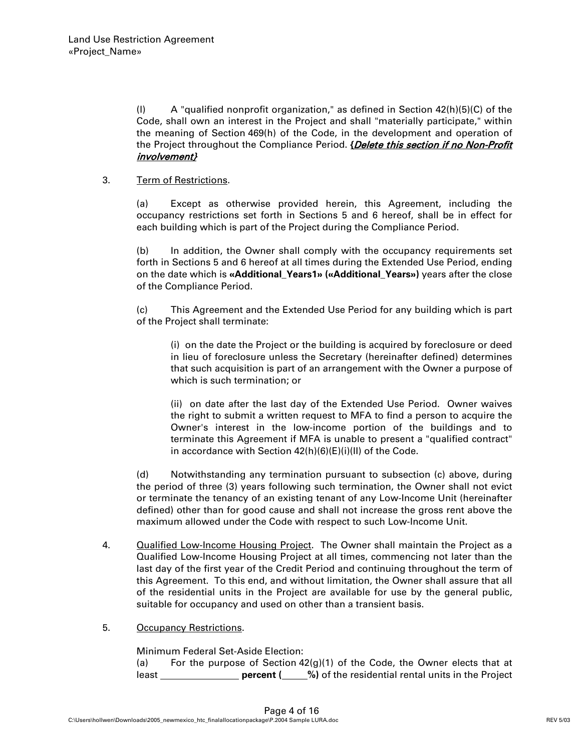(l) A "qualified nonprofit organization," as defined in Section 42(h)(5)(C) of the Code, shall own an interest in the Project and shall "materially participate," within the meaning of Section 469(h) of the Code, in the development and operation of the Project throughout the Compliance Period. ***{Delete this section if no Non-Profit involvement}***

3. Term of Restrictions.

(a) Except as otherwise provided herein, this Agreement, including the occupancy restrictions set forth in Sections 5 and 6 hereof, shall be in effect for each building which is part of the Project during the Compliance Period.

(b) In addition, the Owner shall comply with the occupancy requirements set forth in Sections 5 and 6 hereof at all times during the Extended Use Period, ending on the date which is **«Additional_Years1» («Additional_Years»)** years after the close of the Compliance Period.

(c) This Agreement and the Extended Use Period for any building which is part of the Project shall terminate:

(i) on the date the Project or the building is acquired by foreclosure or deed in lieu of foreclosure unless the Secretary (hereinafter defined) determines that such acquisition is part of an arrangement with the Owner a purpose of which is such termination; or

(ii) on date after the last day of the Extended Use Period. Owner waives the right to submit a written request to MFA to find a person to acquire the Owner's interest in the low-income portion of the buildings and to terminate this Agreement if MFA is unable to present a "qualified contract" in accordance with Section 42(h)(6)(E)(i)(II) of the Code.

(d) Notwithstanding any termination pursuant to subsection (c) above, during the period of three (3) years following such termination, the Owner shall not evict or terminate the tenancy of an existing tenant of any Low-Income Unit (hereinafter defined) other than for good cause and shall not increase the gross rent above the maximum allowed under the Code with respect to such Low-Income Unit.

4. Qualified Low-Income Housing Project. The Owner shall maintain the Project as a Qualified Low-Income Housing Project at all times, commencing not later than the last day of the first year of the Credit Period and continuing throughout the term of this Agreement. To this end, and without limitation, the Owner shall assure that all of the residential units in the Project are available for use by the general public, suitable for occupancy and used on other than a transient basis.

5. Occupancy Restrictions.

Minimum Federal Set-Aside Election:

(a) For the purpose of Section 42(g)(1) of the Code, the Owner elects that at least _______________ **percent (_____%)** of the residential rental units in the Project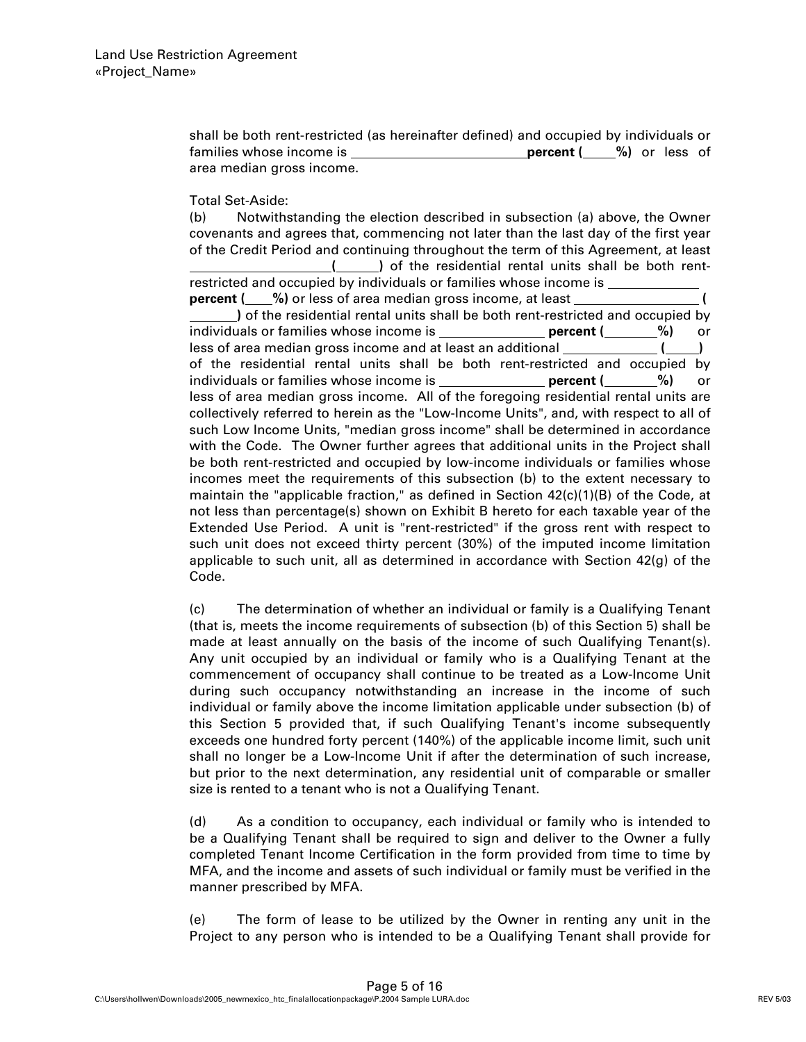shall be both rent-restricted (as hereinafter defined) and occupied by individuals or families whose income is \_\_\_\_\_\_\_\_\_\_\_\_\_\_\_\_\_\_\_\_\_\_\_\_\_ **percent (\_\_\_\_%)** or less of area median gross income.

Total Set-Aside:

(b) Notwithstanding the election described in subsection (a) above, the Owner covenants and agrees that, commencing not later than the last day of the first year of the Credit Period and continuing throughout the term of this Agreement, at least \_\_\_\_\_\_\_\_\_\_\_\_\_\_\_\_\_\_\_\_ **(\_\_\_\_\_\_)** of the residential rental units shall be both rent-restricted and occupied by individuals or families whose income is \_\_\_\_\_\_\_\_\_\_\_\_ **percent (\_\_\_%)** or less of area median gross income, at least \_\_\_\_\_\_\_\_\_\_\_\_\_\_\_\_\_\_ **(\_\_\_\_\_\_\_)** of the residential rental units shall be both rent-restricted and occupied by individuals or families whose income is \_\_\_\_\_\_\_\_\_\_\_\_\_\_ **percent (\_\_\_\_\_\_\_%)** or less of area median gross income and at least an additional \_\_\_\_\_\_\_\_\_\_\_\_\_ **(\_\_\_\_\_)** of the residential rental units shall be both rent-restricted and occupied by individuals or families whose income is \_\_\_\_\_\_\_\_\_\_\_\_\_\_ **percent (\_\_\_\_\_\_\_%)** or less of area median gross income. All of the foregoing residential rental units are collectively referred to herein as the "Low-Income Units", and, with respect to all of such Low Income Units, "median gross income" shall be determined in accordance with the Code. The Owner further agrees that additional units in the Project shall be both rent-restricted and occupied by low-income individuals or families whose incomes meet the requirements of this subsection (b) to the extent necessary to maintain the "applicable fraction," as defined in Section 42(c)(1)(B) of the Code, at not less than percentage(s) shown on Exhibit B hereto for each taxable year of the Extended Use Period. A unit is "rent-restricted" if the gross rent with respect to such unit does not exceed thirty percent (30%) of the imputed income limitation applicable to such unit, all as determined in accordance with Section 42(g) of the Code.

(c) The determination of whether an individual or family is a Qualifying Tenant (that is, meets the income requirements of subsection (b) of this Section 5) shall be made at least annually on the basis of the income of such Qualifying Tenant(s). Any unit occupied by an individual or family who is a Qualifying Tenant at the commencement of occupancy shall continue to be treated as a Low-Income Unit during such occupancy notwithstanding an increase in the income of such individual or family above the income limitation applicable under subsection (b) of this Section 5 provided that, if such Qualifying Tenant's income subsequently exceeds one hundred forty percent (140%) of the applicable income limit, such unit shall no longer be a Low-Income Unit if after the determination of such increase, but prior to the next determination, any residential unit of comparable or smaller size is rented to a tenant who is not a Qualifying Tenant.

(d) As a condition to occupancy, each individual or family who is intended to be a Qualifying Tenant shall be required to sign and deliver to the Owner a fully completed Tenant Income Certification in the form provided from time to time by MFA, and the income and assets of such individual or family must be verified in the manner prescribed by MFA.

(e) The form of lease to be utilized by the Owner in renting any unit in the Project to any person who is intended to be a Qualifying Tenant shall provide for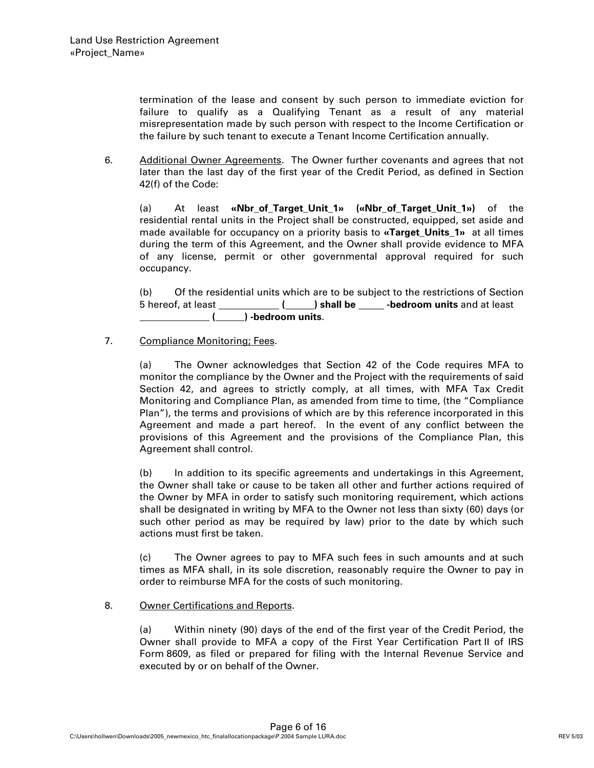termination of the lease and consent by such person to immediate eviction for failure to qualify as a Qualifying Tenant as a result of any material misrepresentation made by such person with respect to the Income Certification or the failure by such tenant to execute a Tenant Income Certification annually.

6. Additional Owner Agreements. The Owner further covenants and agrees that not later than the last day of the first year of the Credit Period, as defined in Section 42(f) of the Code:

   (a) At least **«Nbr_of_Target_Unit_1» («Nbr_of_Target_Unit_1»)** of the residential rental units in the Project shall be constructed, equipped, set aside and made available for occupancy on a priority basis to **«Target_Units_1»** at all times during the term of this Agreement, and the Owner shall provide evidence to MFA of any license, permit or other governmental approval required for such occupancy.

   (b) Of the residential units which are to be subject to the restrictions of Section 5 hereof, at least ___________ **(_____) shall be _____ -bedroom units** and at least _____________ **(_____) -bedroom units**.

7. Compliance Monitoring; Fees.

   (a) The Owner acknowledges that Section 42 of the Code requires MFA to monitor the compliance by the Owner and the Project with the requirements of said Section 42, and agrees to strictly comply, at all times, with MFA Tax Credit Monitoring and Compliance Plan, as amended from time to time, (the "Compliance Plan"), the terms and provisions of which are by this reference incorporated in this Agreement and made a part hereof. In the event of any conflict between the provisions of this Agreement and the provisions of the Compliance Plan, this Agreement shall control.

   (b) In addition to its specific agreements and undertakings in this Agreement, the Owner shall take or cause to be taken all other and further actions required of the Owner by MFA in order to satisfy such monitoring requirement, which actions shall be designated in writing by MFA to the Owner not less than sixty (60) days (or such other period as may be required by law) prior to the date by which such actions must first be taken.

   (c) The Owner agrees to pay to MFA such fees in such amounts and at such times as MFA shall, in its sole discretion, reasonably require the Owner to pay in order to reimburse MFA for the costs of such monitoring.

8. Owner Certifications and Reports.

   (a) Within ninety (90) days of the end of the first year of the Credit Period, the Owner shall provide to MFA a copy of the First Year Certification Part II of IRS Form 8609, as filed or prepared for filing with the Internal Revenue Service and executed by or on behalf of the Owner.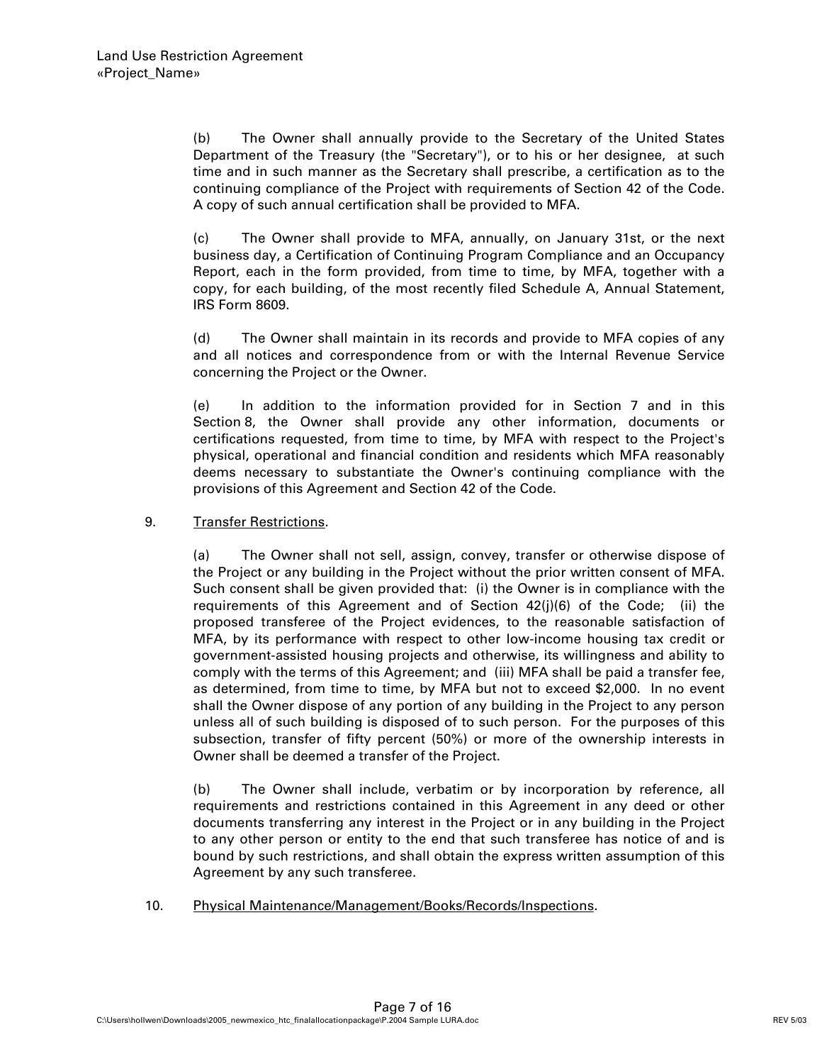(b) The Owner shall annually provide to the Secretary of the United States Department of the Treasury (the "Secretary"), or to his or her designee, at such time and in such manner as the Secretary shall prescribe, a certification as to the continuing compliance of the Project with requirements of Section 42 of the Code. A copy of such annual certification shall be provided to MFA.

(c) The Owner shall provide to MFA, annually, on January 31st, or the next business day, a Certification of Continuing Program Compliance and an Occupancy Report, each in the form provided, from time to time, by MFA, together with a copy, for each building, of the most recently filed Schedule A, Annual Statement, IRS Form 8609.

(d) The Owner shall maintain in its records and provide to MFA copies of any and all notices and correspondence from or with the Internal Revenue Service concerning the Project or the Owner.

(e) In addition to the information provided for in Section 7 and in this Section 8, the Owner shall provide any other information, documents or certifications requested, from time to time, by MFA with respect to the Project's physical, operational and financial condition and residents which MFA reasonably deems necessary to substantiate the Owner's continuing compliance with the provisions of this Agreement and Section 42 of the Code.

9. <u>Transfer Restrictions</u>.

(a) The Owner shall not sell, assign, convey, transfer or otherwise dispose of the Project or any building in the Project without the prior written consent of MFA. Such consent shall be given provided that: (i) the Owner is in compliance with the requirements of this Agreement and of Section 42(j)(6) of the Code; (ii) the proposed transferee of the Project evidences, to the reasonable satisfaction of MFA, by its performance with respect to other low-income housing tax credit or government-assisted housing projects and otherwise, its willingness and ability to comply with the terms of this Agreement; and (iii) MFA shall be paid a transfer fee, as determined, from time to time, by MFA but not to exceed $2,000. In no event shall the Owner dispose of any portion of any building in the Project to any person unless all of such building is disposed of to such person. For the purposes of this subsection, transfer of fifty percent (50%) or more of the ownership interests in Owner shall be deemed a transfer of the Project.

(b) The Owner shall include, verbatim or by incorporation by reference, all requirements and restrictions contained in this Agreement in any deed or other documents transferring any interest in the Project or in any building in the Project to any other person or entity to the end that such transferee has notice of and is bound by such restrictions, and shall obtain the express written assumption of this Agreement by any such transferee.

10. <u>Physical Maintenance/Management/Books/Records/Inspections</u>.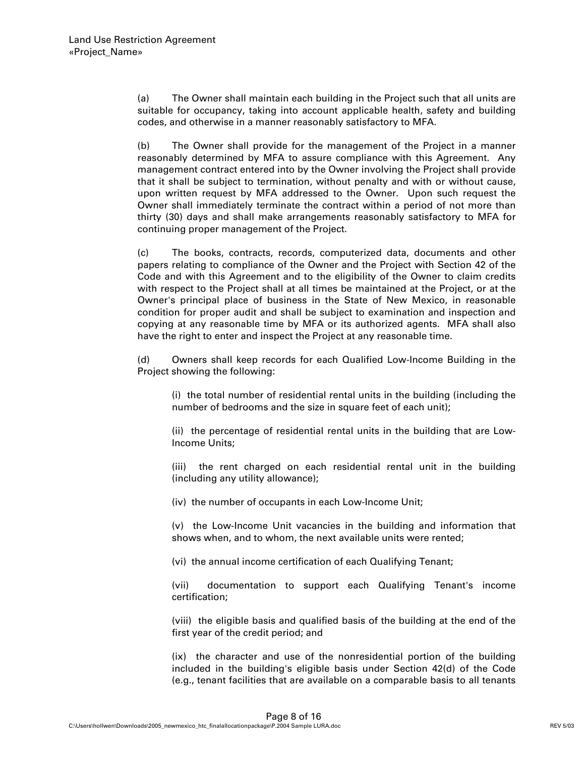(a) The Owner shall maintain each building in the Project such that all units are suitable for occupancy, taking into account applicable health, safety and building codes, and otherwise in a manner reasonably satisfactory to MFA.

(b) The Owner shall provide for the management of the Project in a manner reasonably determined by MFA to assure compliance with this Agreement. Any management contract entered into by the Owner involving the Project shall provide that it shall be subject to termination, without penalty and with or without cause, upon written request by MFA addressed to the Owner. Upon such request the Owner shall immediately terminate the contract within a period of not more than thirty (30) days and shall make arrangements reasonably satisfactory to MFA for continuing proper management of the Project.

(c) The books, contracts, records, computerized data, documents and other papers relating to compliance of the Owner and the Project with Section 42 of the Code and with this Agreement and to the eligibility of the Owner to claim credits with respect to the Project shall at all times be maintained at the Project, or at the Owner's principal place of business in the State of New Mexico, in reasonable condition for proper audit and shall be subject to examination and inspection and copying at any reasonable time by MFA or its authorized agents. MFA shall also have the right to enter and inspect the Project at any reasonable time.

(d) Owners shall keep records for each Qualified Low-Income Building in the Project showing the following:

(i) the total number of residential rental units in the building (including the number of bedrooms and the size in square feet of each unit);

(ii) the percentage of residential rental units in the building that are Low-Income Units;

(iii) the rent charged on each residential rental unit in the building (including any utility allowance);

(iv) the number of occupants in each Low-Income Unit;

(v) the Low-Income Unit vacancies in the building and information that shows when, and to whom, the next available units were rented;

(vi) the annual income certification of each Qualifying Tenant;

(vii) documentation to support each Qualifying Tenant's income certification;

(viii) the eligible basis and qualified basis of the building at the end of the first year of the credit period; and

(ix) the character and use of the nonresidential portion of the building included in the building's eligible basis under Section 42(d) of the Code (e.g., tenant facilities that are available on a comparable basis to all tenants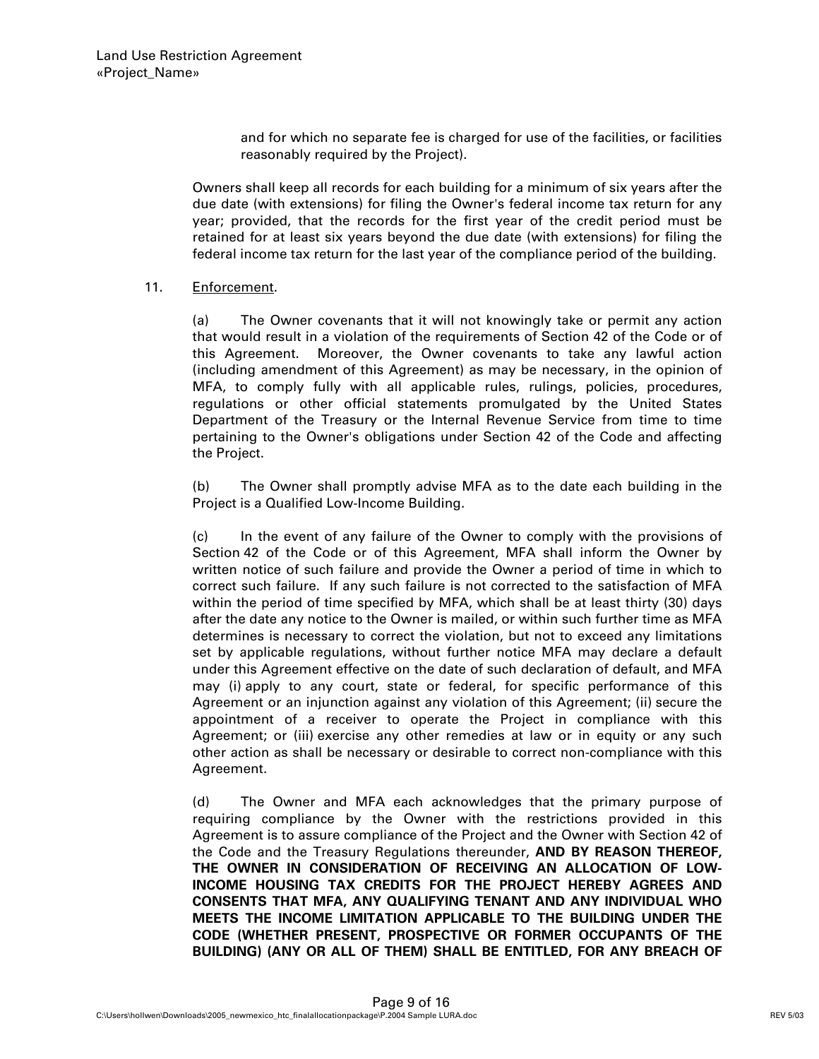and for which no separate fee is charged for use of the facilities, or facilities reasonably required by the Project).

Owners shall keep all records for each building for a minimum of six years after the due date (with extensions) for filing the Owner's federal income tax return for any year; provided, that the records for the first year of the credit period must be retained for at least six years beyond the due date (with extensions) for filing the federal income tax return for the last year of the compliance period of the building.

11. Enforcement.

(a) The Owner covenants that it will not knowingly take or permit any action that would result in a violation of the requirements of Section 42 of the Code or of this Agreement. Moreover, the Owner covenants to take any lawful action (including amendment of this Agreement) as may be necessary, in the opinion of MFA, to comply fully with all applicable rules, rulings, policies, procedures, regulations or other official statements promulgated by the United States Department of the Treasury or the Internal Revenue Service from time to time pertaining to the Owner's obligations under Section 42 of the Code and affecting the Project.

(b) The Owner shall promptly advise MFA as to the date each building in the Project is a Qualified Low-Income Building.

(c) In the event of any failure of the Owner to comply with the provisions of Section 42 of the Code or of this Agreement, MFA shall inform the Owner by written notice of such failure and provide the Owner a period of time in which to correct such failure. If any such failure is not corrected to the satisfaction of MFA within the period of time specified by MFA, which shall be at least thirty (30) days after the date any notice to the Owner is mailed, or within such further time as MFA determines is necessary to correct the violation, but not to exceed any limitations set by applicable regulations, without further notice MFA may declare a default under this Agreement effective on the date of such declaration of default, and MFA may (i) apply to any court, state or federal, for specific performance of this Agreement or an injunction against any violation of this Agreement; (ii) secure the appointment of a receiver to operate the Project in compliance with this Agreement; or (iii) exercise any other remedies at law or in equity or any such other action as shall be necessary or desirable to correct non-compliance with this Agreement.

(d) The Owner and MFA each acknowledges that the primary purpose of requiring compliance by the Owner with the restrictions provided in this Agreement is to assure compliance of the Project and the Owner with Section 42 of the Code and the Treasury Regulations thereunder, **AND BY REASON THEREOF, THE OWNER IN CONSIDERATION OF RECEIVING AN ALLOCATION OF LOW-INCOME HOUSING TAX CREDITS FOR THE PROJECT HEREBY AGREES AND CONSENTS THAT MFA, ANY QUALIFYING TENANT AND ANY INDIVIDUAL WHO MEETS THE INCOME LIMITATION APPLICABLE TO THE BUILDING UNDER THE CODE (WHETHER PRESENT, PROSPECTIVE OR FORMER OCCUPANTS OF THE BUILDING) (ANY OR ALL OF THEM) SHALL BE ENTITLED, FOR ANY BREACH OF**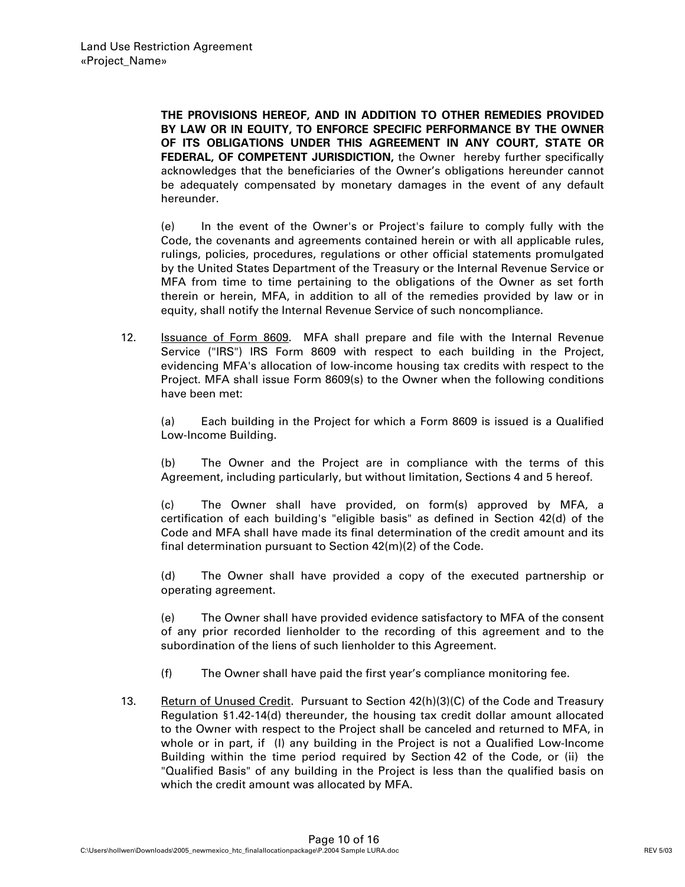**THE PROVISIONS HEREOF, AND IN ADDITION TO OTHER REMEDIES PROVIDED BY LAW OR IN EQUITY, TO ENFORCE SPECIFIC PERFORMANCE BY THE OWNER OF ITS OBLIGATIONS UNDER THIS AGREEMENT IN ANY COURT, STATE OR FEDERAL, OF COMPETENT JURISDICTION,** the Owner hereby further specifically acknowledges that the beneficiaries of the Owner's obligations hereunder cannot be adequately compensated by monetary damages in the event of any default hereunder.

(e) In the event of the Owner's or Project's failure to comply fully with the Code, the covenants and agreements contained herein or with all applicable rules, rulings, policies, procedures, regulations or other official statements promulgated by the United States Department of the Treasury or the Internal Revenue Service or MFA from time to time pertaining to the obligations of the Owner as set forth therein or herein, MFA, in addition to all of the remedies provided by law or in equity, shall notify the Internal Revenue Service of such noncompliance.

12. Issuance of Form 8609. MFA shall prepare and file with the Internal Revenue Service ("IRS") IRS Form 8609 with respect to each building in the Project, evidencing MFA's allocation of low-income housing tax credits with respect to the Project. MFA shall issue Form 8609(s) to the Owner when the following conditions have been met:

(a) Each building in the Project for which a Form 8609 is issued is a Qualified Low-Income Building.

(b) The Owner and the Project are in compliance with the terms of this Agreement, including particularly, but without limitation, Sections 4 and 5 hereof.

(c) The Owner shall have provided, on form(s) approved by MFA, a certification of each building's "eligible basis" as defined in Section 42(d) of the Code and MFA shall have made its final determination of the credit amount and its final determination pursuant to Section 42(m)(2) of the Code.

(d) The Owner shall have provided a copy of the executed partnership or operating agreement.

(e) The Owner shall have provided evidence satisfactory to MFA of the consent of any prior recorded lienholder to the recording of this agreement and to the subordination of the liens of such lienholder to this Agreement.

(f) The Owner shall have paid the first year's compliance monitoring fee.

13. Return of Unused Credit. Pursuant to Section 42(h)(3)(C) of the Code and Treasury Regulation §1.42-14(d) thereunder, the housing tax credit dollar amount allocated to the Owner with respect to the Project shall be canceled and returned to MFA, in whole or in part, if (I) any building in the Project is not a Qualified Low-Income Building within the time period required by Section 42 of the Code, or (ii) the "Qualified Basis" of any building in the Project is less than the qualified basis on which the credit amount was allocated by MFA.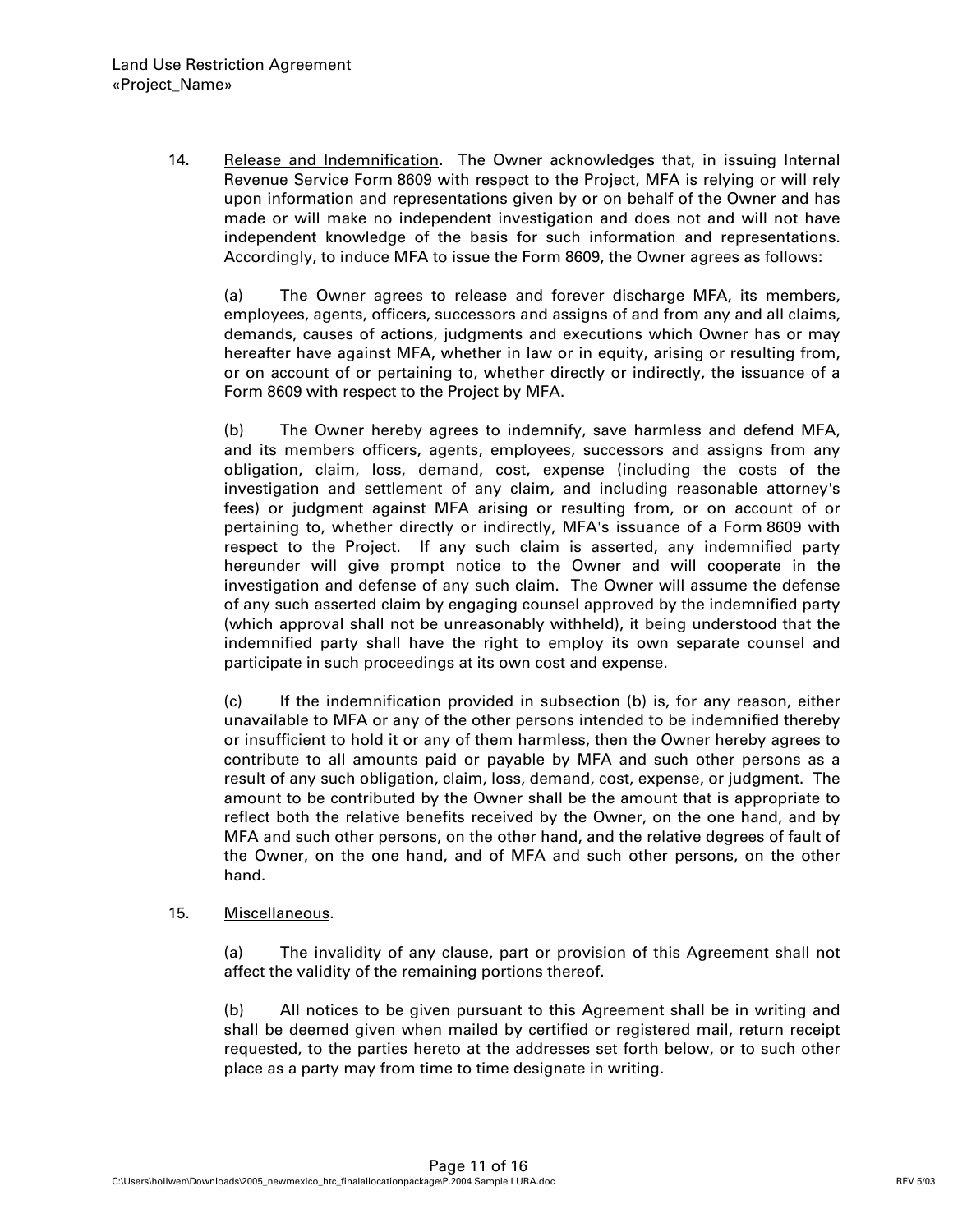14. <u>Release and Indemnification</u>. The Owner acknowledges that, in issuing Internal Revenue Service Form 8609 with respect to the Project, MFA is relying or will rely upon information and representations given by or on behalf of the Owner and has made or will make no independent investigation and does not and will not have independent knowledge of the basis for such information and representations. Accordingly, to induce MFA to issue the Form 8609, the Owner agrees as follows:

   (a) The Owner agrees to release and forever discharge MFA, its members, employees, agents, officers, successors and assigns of and from any and all claims, demands, causes of actions, judgments and executions which Owner has or may hereafter have against MFA, whether in law or in equity, arising or resulting from, or on account of or pertaining to, whether directly or indirectly, the issuance of a Form 8609 with respect to the Project by MFA.

   (b) The Owner hereby agrees to indemnify, save harmless and defend MFA, and its members officers, agents, employees, successors and assigns from any obligation, claim, loss, demand, cost, expense (including the costs of the investigation and settlement of any claim, and including reasonable attorney's fees) or judgment against MFA arising or resulting from, or on account of or pertaining to, whether directly or indirectly, MFA's issuance of a Form 8609 with respect to the Project. If any such claim is asserted, any indemnified party hereunder will give prompt notice to the Owner and will cooperate in the investigation and defense of any such claim. The Owner will assume the defense of any such asserted claim by engaging counsel approved by the indemnified party (which approval shall not be unreasonably withheld), it being understood that the indemnified party shall have the right to employ its own separate counsel and participate in such proceedings at its own cost and expense.

   (c) If the indemnification provided in subsection (b) is, for any reason, either unavailable to MFA or any of the other persons intended to be indemnified thereby or insufficient to hold it or any of them harmless, then the Owner hereby agrees to contribute to all amounts paid or payable by MFA and such other persons as a result of any such obligation, claim, loss, demand, cost, expense, or judgment. The amount to be contributed by the Owner shall be the amount that is appropriate to reflect both the relative benefits received by the Owner, on the one hand, and by MFA and such other persons, on the other hand, and the relative degrees of fault of the Owner, on the one hand, and of MFA and such other persons, on the other hand.

15. <u>Miscellaneous</u>.

   (a) The invalidity of any clause, part or provision of this Agreement shall not affect the validity of the remaining portions thereof.

   (b) All notices to be given pursuant to this Agreement shall be in writing and shall be deemed given when mailed by certified or registered mail, return receipt requested, to the parties hereto at the addresses set forth below, or to such other place as a party may from time to time designate in writing.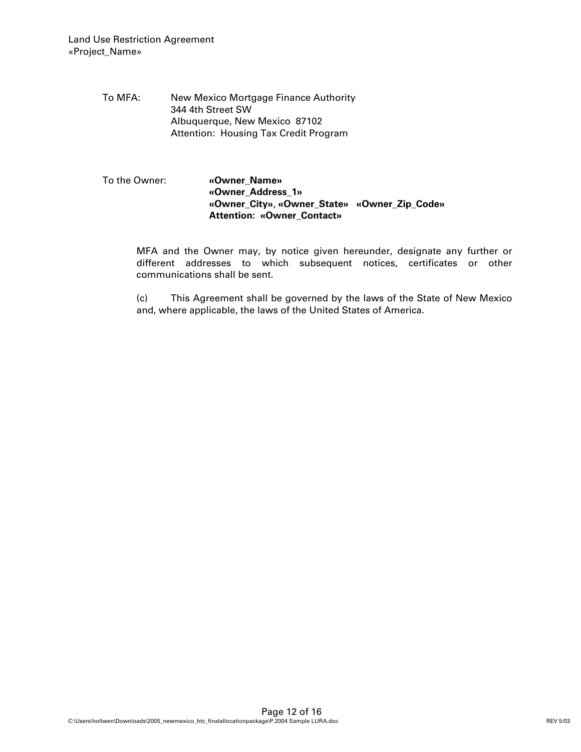To MFA: New Mexico Mortgage Finance Authority
344 4th Street SW
Albuquerque, New Mexico 87102
Attention: Housing Tax Credit Program

To the Owner: **«Owner_Name»**
**«Owner_Address_1»**
**«Owner_City»**, **«Owner_State» «Owner_Zip_Code»**
**Attention: «Owner_Contact»**

MFA and the Owner may, by notice given hereunder, designate any further or different addresses to which subsequent notices, certificates or other communications shall be sent.

(c) This Agreement shall be governed by the laws of the State of New Mexico and, where applicable, the laws of the United States of America.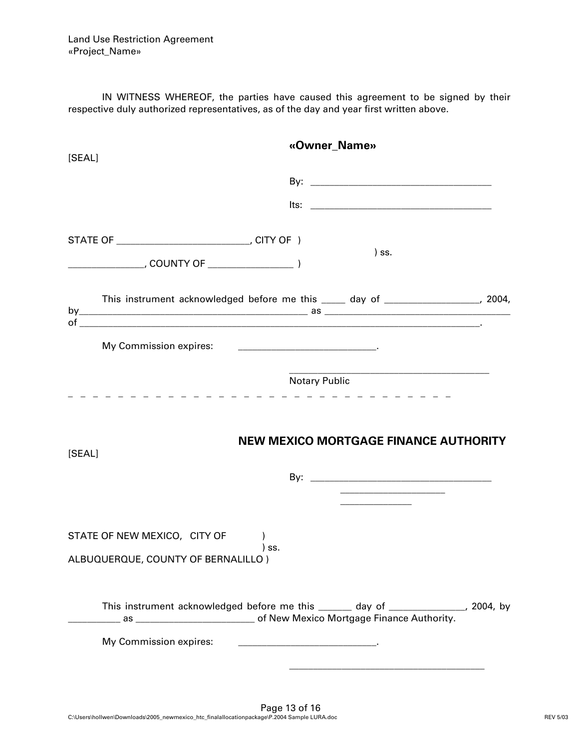IN WITNESS WHEREOF, the parties have caused this agreement to be signed by their respective duly authorized representatives, as of the day and year first written above.

[SEAL]

**«Owner_Name»**

By: ___________________________________

Its: ___________________________________

STATE OF _________________________, CITY OF )
) ss.
_______________, COUNTY OF ________________ )

This instrument acknowledged before me this _____ day of __________________, 2004, by_____________________________________________ as ____________________________________ of ___________________________________________________________________________________.

My Commission expires: ___________________________.

_______________________________________
Notary Public

\- - - - - - - - - - - - - - - - - - - - - - - - - - - - - - - - - - -

[SEAL]

**NEW MEXICO MORTGAGE FINANCE AUTHORITY**

By: ___________________________________
_____________________
______________

STATE OF NEW MEXICO, CITY OF )
) ss.
ALBUQUERQUE, COUNTY OF BERNALILLO )

This instrument acknowledged before me this _______ day of _______________, 2004, by __________ as _______________________ of New Mexico Mortgage Finance Authority.

My Commission expires: ___________________________.

_______________________________________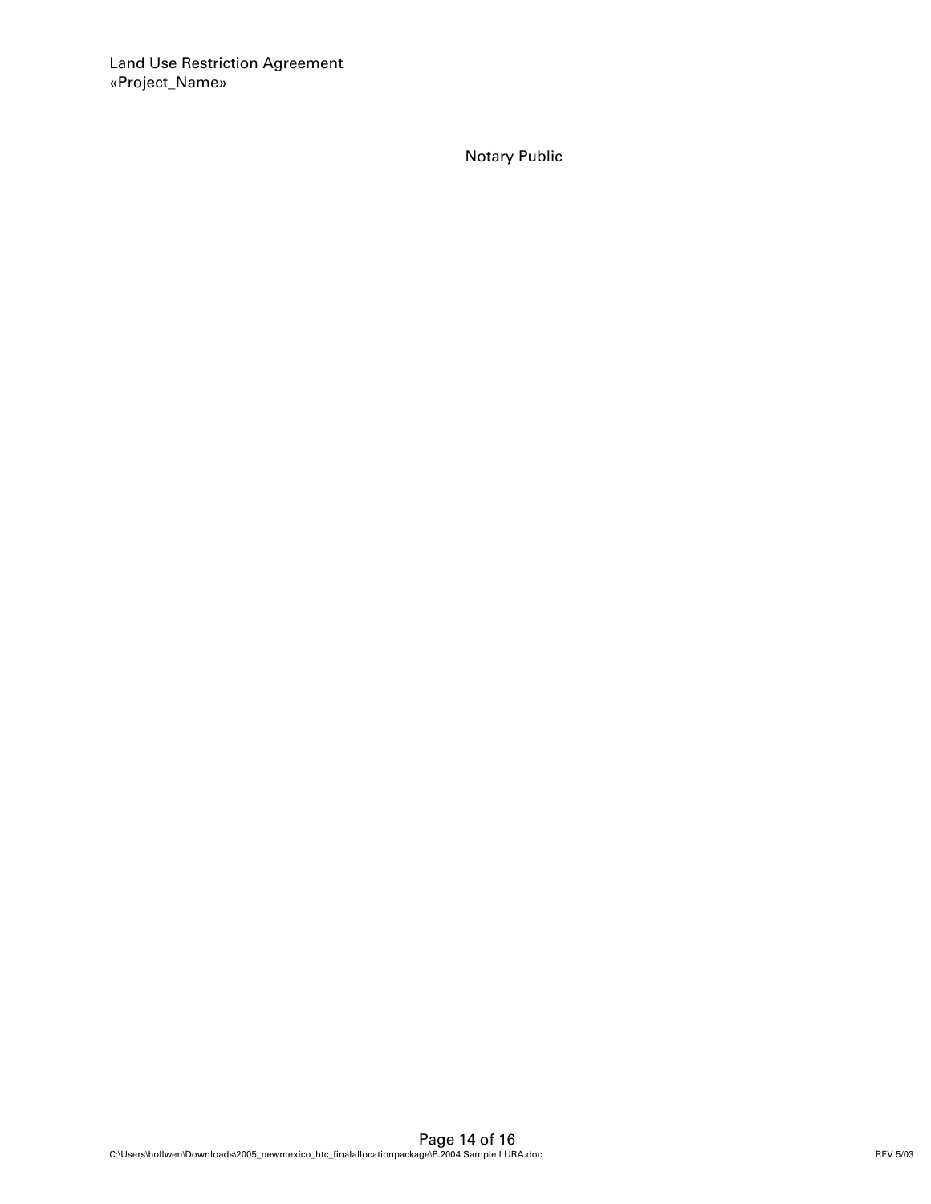Notary Public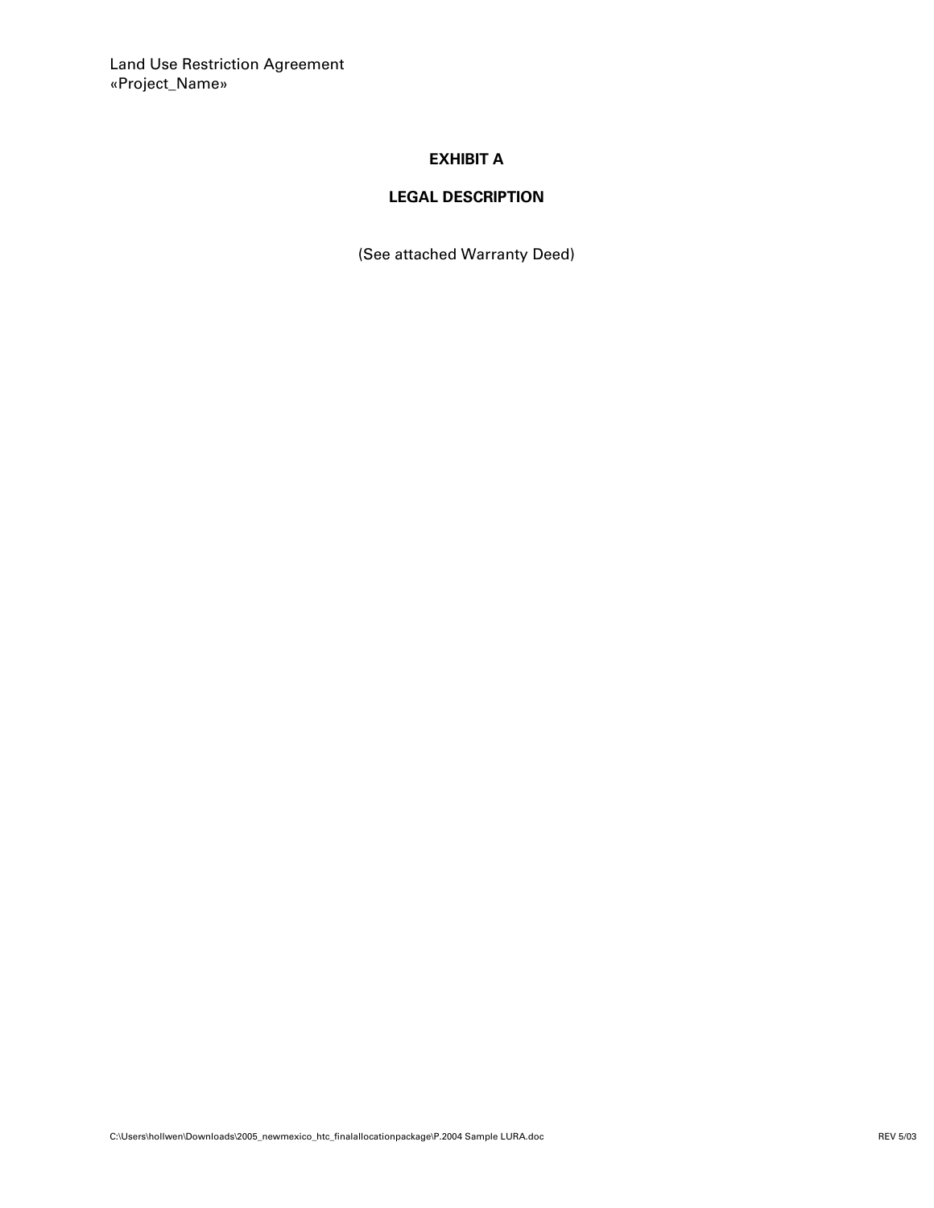# EXHIBIT A

## LEGAL DESCRIPTION

(See attached Warranty Deed)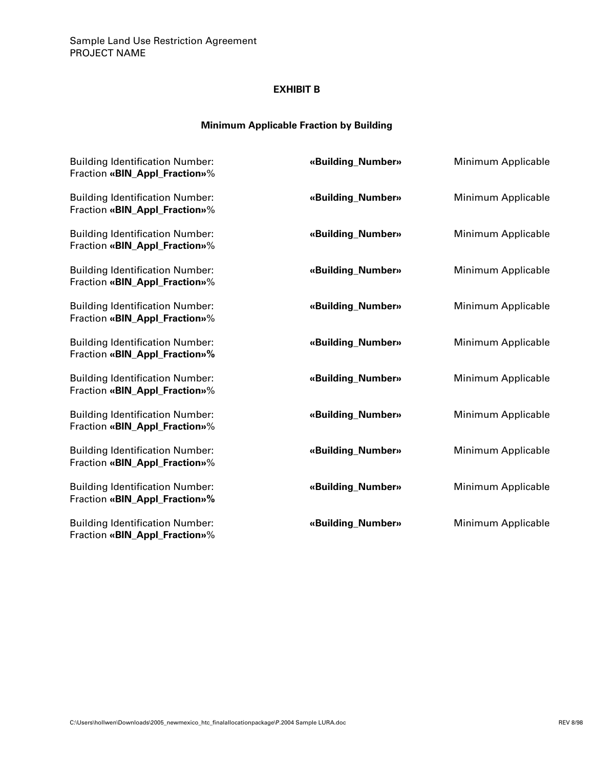**EXHIBIT B**

**Minimum Applicable Fraction by Building**

Building Identification Number: **«Building_Number»** Minimum Applicable Fraction **«BIN_Appl_Fraction»**%

Building Identification Number: **«Building_Number»** Minimum Applicable Fraction **«BIN_Appl_Fraction»**%

Building Identification Number: **«Building_Number»** Minimum Applicable Fraction **«BIN_Appl_Fraction»**%

Building Identification Number: **«Building_Number»** Minimum Applicable Fraction **«BIN_Appl_Fraction»**%

Building Identification Number: **«Building_Number»** Minimum Applicable Fraction **«BIN_Appl_Fraction»**%

Building Identification Number: **«Building_Number»** Minimum Applicable Fraction **«BIN_Appl_Fraction»%**

Building Identification Number: **«Building_Number»** Minimum Applicable Fraction **«BIN_Appl_Fraction»**%

Building Identification Number: **«Building_Number»** Minimum Applicable Fraction **«BIN_Appl_Fraction»**%

Building Identification Number: **«Building_Number»** Minimum Applicable Fraction **«BIN_Appl_Fraction»**%

Building Identification Number: **«Building_Number»** Minimum Applicable Fraction **«BIN_Appl_Fraction»%**

Building Identification Number: **«Building_Number»** Minimum Applicable Fraction **«BIN_Appl_Fraction»**%